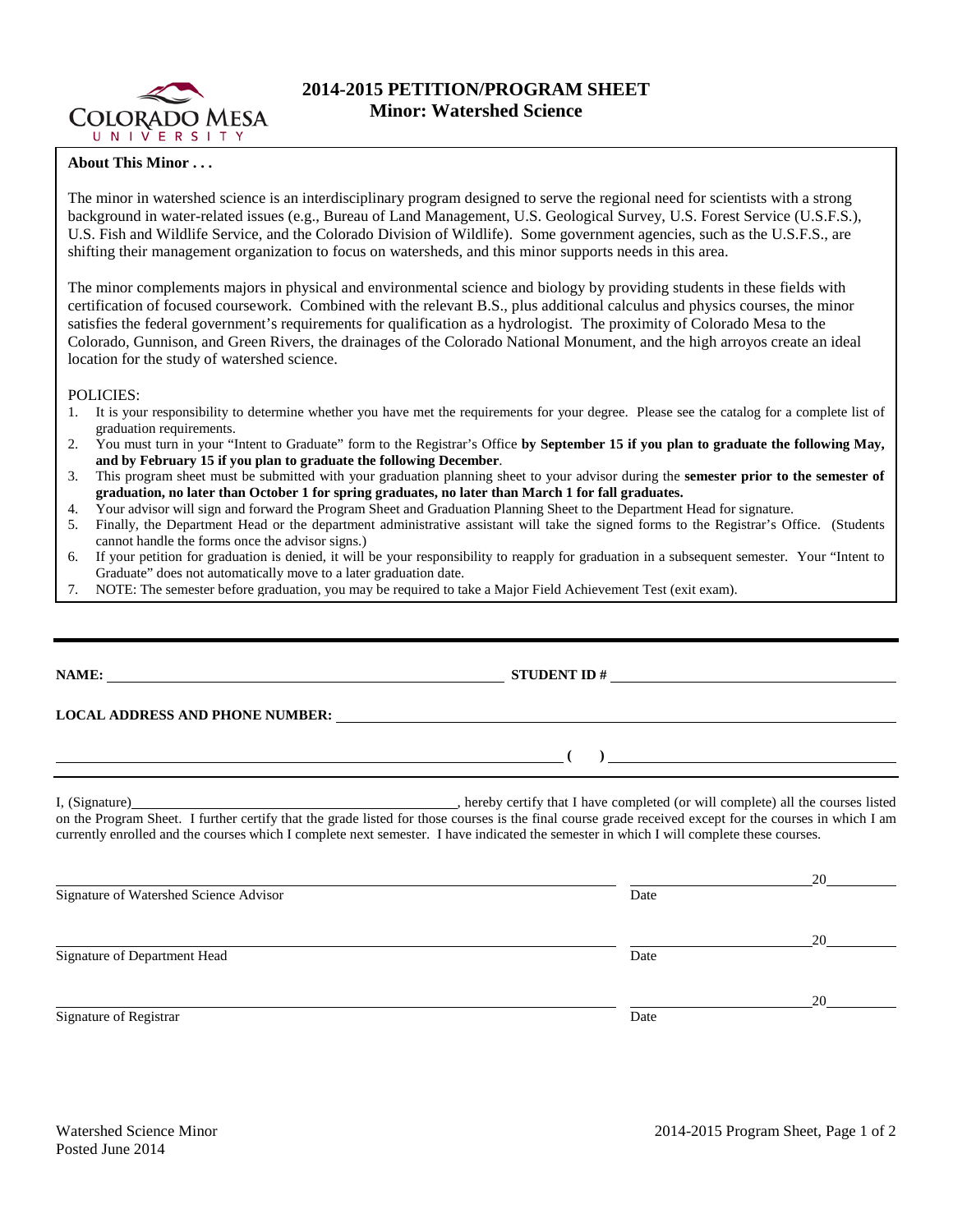# 2014-2015 PETITION/PROGRAM SHEET
## Minor: Watershed Science

**About This Minor . . .**

The minor in watershed science is an interdisciplinary program designed to serve the regional need for scientists with a strong background in water-related issues (e.g., Bureau of Land Management, U.S. Geological Survey, U.S. Forest Service (U.S.F.S.), U.S. Fish and Wildlife Service, and the Colorado Division of Wildlife). Some government agencies, such as the U.S.F.S., are shifting their management organization to focus on watersheds, and this minor supports needs in this area.

The minor complements majors in physical and environmental science and biology by providing students in these fields with certification of focused coursework. Combined with the relevant B.S., plus additional calculus and physics courses, the minor satisfies the federal government's requirements for qualification as a hydrologist. The proximity of Colorado Mesa to the Colorado, Gunnison, and Green Rivers, the drainages of the Colorado National Monument, and the high arroyos create an ideal location for the study of watershed science.

POLICIES:

1. It is your responsibility to determine whether you have met the requirements for your degree. Please see the catalog for a complete list of graduation requirements.
2. You must turn in your "Intent to Graduate" form to the Registrar's Office **by September 15 if you plan to graduate the following May, and by February 15 if you plan to graduate the following December**.
3. This program sheet must be submitted with your graduation planning sheet to your advisor during the **semester prior to the semester of graduation, no later than October 1 for spring graduates, no later than March 1 for fall graduates.**
4. Your advisor will sign and forward the Program Sheet and Graduation Planning Sheet to the Department Head for signature.
5. Finally, the Department Head or the department administrative assistant will take the signed forms to the Registrar's Office. (Students cannot handle the forms once the advisor signs.)
6. If your petition for graduation is denied, it will be your responsibility to reapply for graduation in a subsequent semester. Your "Intent to Graduate" does not automatically move to a later graduation date.
7. NOTE: The semester before graduation, you may be required to take a Major Field Achievement Test (exit exam).

---

**NAME:** ______________________________ **STUDENT ID #** ______________________________

**LOCAL ADDRESS AND PHONE NUMBER:** ______________________________

______________________________ **( )** ______________________________

I, (Signature)______________________________, hereby certify that I have completed (or will complete) all the courses listed on the Program Sheet. I further certify that the grade listed for those courses is the final course grade received except for the courses in which I am currently enrolled and the courses which I complete next semester. I have indicated the semester in which I will complete these courses.

______________________________ ______________ 20______
Signature of Watershed Science Advisor Date

______________________________ ______________ 20______
Signature of Department Head Date

______________________________ ______________ 20______
Signature of Registrar Date

Watershed Science Minor
Posted June 2014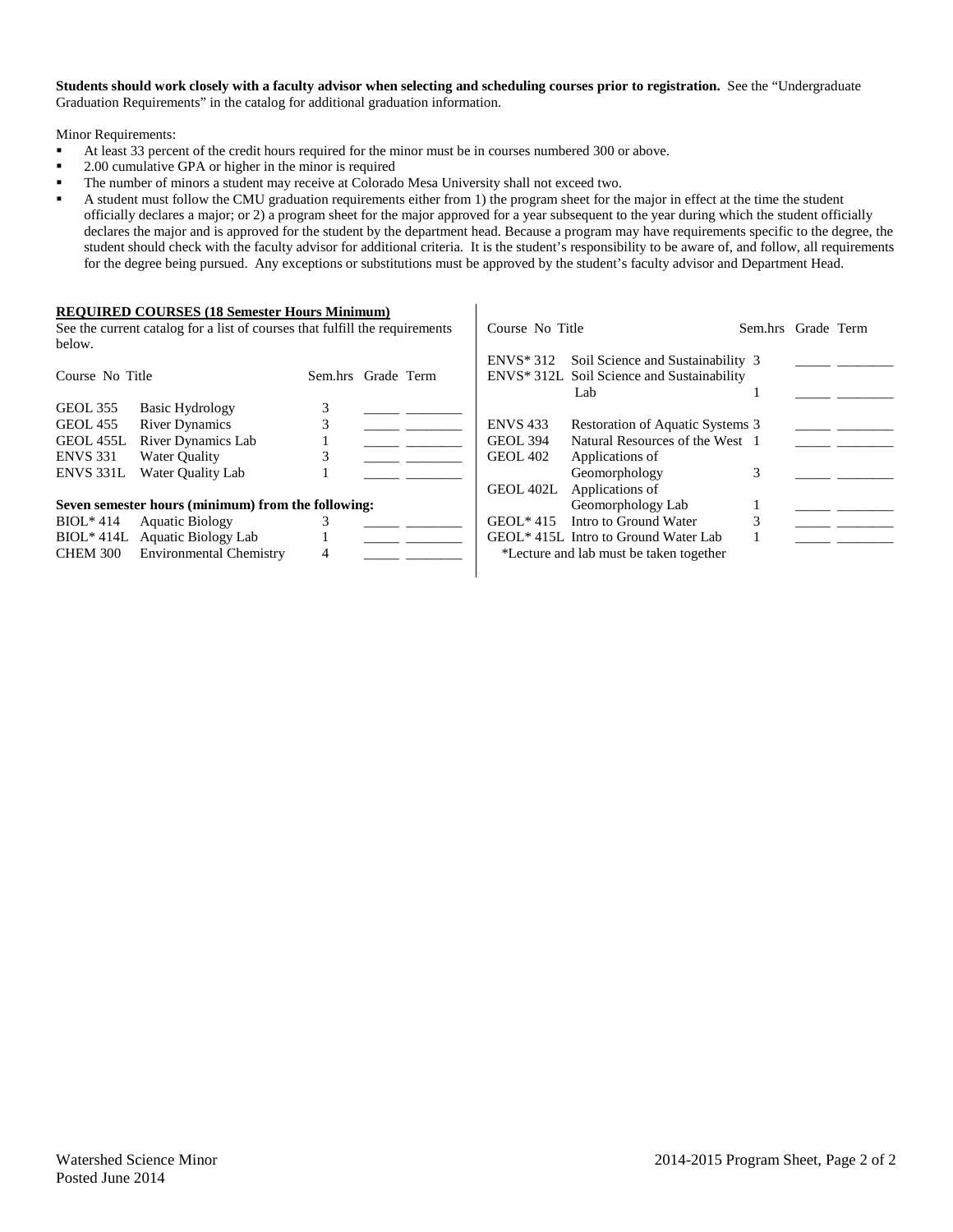**Students should work closely with a faculty advisor when selecting and scheduling courses prior to registration.** See the "Undergraduate Graduation Requirements" in the catalog for additional graduation information.

Minor Requirements:

- At least 33 percent of the credit hours required for the minor must be in courses numbered 300 or above.
- 2.00 cumulative GPA or higher in the minor is required
- The number of minors a student may receive at Colorado Mesa University shall not exceed two.
- A student must follow the CMU graduation requirements either from 1) the program sheet for the major in effect at the time the student officially declares a major; or 2) a program sheet for the major approved for a year subsequent to the year during which the student officially declares the major and is approved for the student by the department head. Because a program may have requirements specific to the degree, the student should check with the faculty advisor for additional criteria. It is the student's responsibility to be aware of, and follow, all requirements for the degree being pursued. Any exceptions or substitutions must be approved by the student's faculty advisor and Department Head.

**REQUIRED COURSES (18 Semester Hours Minimum)**

See the current catalog for a list of courses that fulfill the requirements below.

| Course No | Title | Sem.hrs | Grade | Term |
|---|---|---|---|---|
| GEOL 355 | Basic Hydrology | 3 | _____ | ________ |
| GEOL 455 | River Dynamics | 3 | _____ | ________ |
| GEOL 455L | River Dynamics Lab | 1 | _____ | ________ |
| ENVS 331 | Water Quality | 3 | _____ | ________ |
| ENVS 331L | Water Quality Lab | 1 | _____ | ________ |

**Seven semester hours (minimum) from the following:**

| Course No | Title | Sem.hrs | Grade | Term |
|---|---|---|---|---|
| BIOL* 414 | Aquatic Biology | 3 | _____ | ________ |
| BIOL* 414L | Aquatic Biology Lab | 1 | _____ | ________ |
| CHEM 300 | Environmental Chemistry | 4 | _____ | ________ |
| ENVS* 312 | Soil Science and Sustainability | 3 | _____ | ________ |
| ENVS* 312L | Soil Science and Sustainability Lab | 1 | _____ | ________ |
| ENVS 433 | Restoration of Aquatic Systems | 3 | _____ | ________ |
| GEOL 394 | Natural Resources of the West | 1 | _____ | ________ |
| GEOL 402 | Applications of Geomorphology | 3 | _____ | ________ |
| GEOL 402L | Applications of Geomorphology Lab | 1 | _____ | ________ |
| GEOL* 415 | Intro to Ground Water | 3 | _____ | ________ |
| GEOL* 415L | Intro to Ground Water Lab | 1 | _____ | ________ |

*Lecture and lab must be taken together

Watershed Science Minor
Posted June 2014